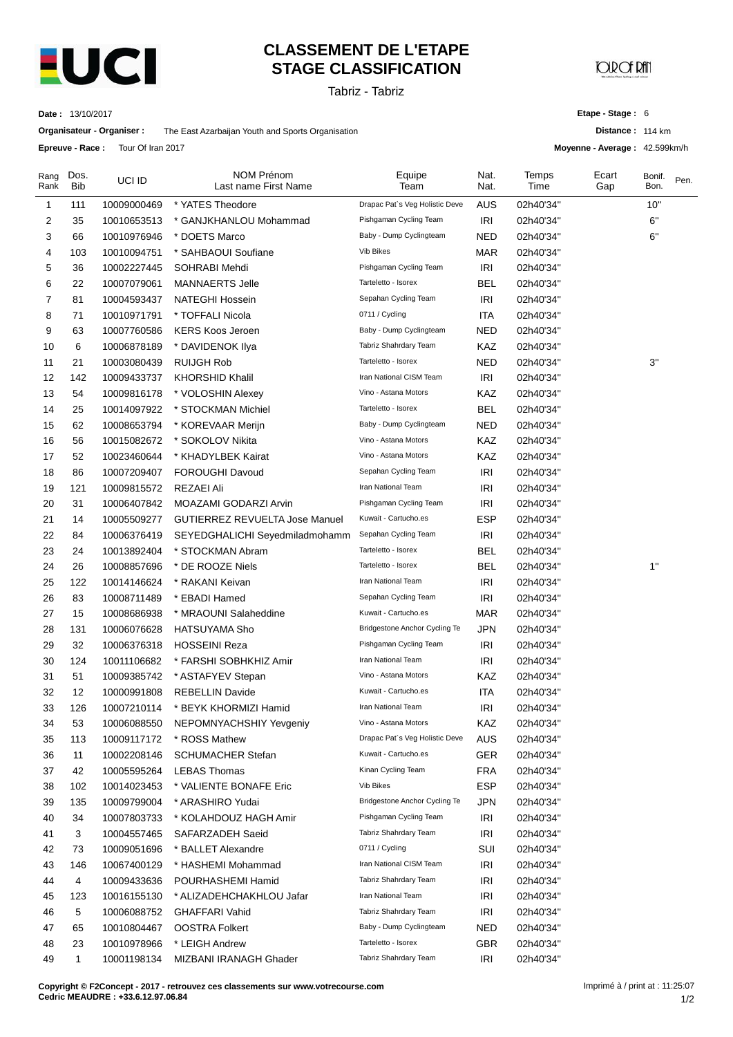# CLASSEMENT DE L'ETAPE
# STAGE CLASSIFICATION

Tabriz - Tabriz

**Date :** 13/10/2017

**Organisateur - Organiser :** The East Azarbaijan Youth and Sports Organisation

**Epreuve - Race :** Tour Of Iran 2017

**Etape - Stage :** 6

**Distance :** 114 km

**Moyenne - Average :** 42.599km/h

| Rang Rank | Dos. Bib | UCI ID | NOM Prénom Last name First Name | Equipe Team | Nat. Nat. | Temps Time | Ecart Gap | Bonif. Bon. | Pen. |
|---|---|---|---|---|---|---|---|---|---|
| 1 | 111 | 10009000469 | * YATES Theodore | Drapac Pat`s Veg Holistic Deve | AUS | 02h40'34'' | | 10'' | |
| 2 | 35 | 10010653513 | * GANJKHANLOU Mohammad | Pishgaman Cycling Team | IRI | 02h40'34'' | | 6'' | |
| 3 | 66 | 10010976946 | * DOETS Marco | Baby - Dump Cyclingteam | NED | 02h40'34'' | | 6'' | |
| 4 | 103 | 10010094751 | * SAHBAOUI Soufiane | Vib Bikes | MAR | 02h40'34'' | | | |
| 5 | 36 | 10002227445 | SOHRABI Mehdi | Pishgaman Cycling Team | IRI | 02h40'34'' | | | |
| 6 | 22 | 10007079061 | MANNAERTS Jelle | Tarteletto - Isorex | BEL | 02h40'34'' | | | |
| 7 | 81 | 10004593437 | NATEGHI Hossein | Sepahan Cycling Team | IRI | 02h40'34'' | | | |
| 8 | 71 | 10010971791 | * TOFFALI Nicola | 0711 / Cycling | ITA | 02h40'34'' | | | |
| 9 | 63 | 10007760586 | KERS Koos Jeroen | Baby - Dump Cyclingteam | NED | 02h40'34'' | | | |
| 10 | 6 | 10006878189 | * DAVIDENOK Ilya | Tabriz Shahrdary Team | KAZ | 02h40'34'' | | | |
| 11 | 21 | 10003080439 | RUIJGH Rob | Tarteletto - Isorex | NED | 02h40'34'' | | 3'' | |
| 12 | 142 | 10009433737 | KHORSHID Khalil | Iran National CISM Team | IRI | 02h40'34'' | | | |
| 13 | 54 | 10009816178 | * VOLOSHIN Alexey | Vino - Astana Motors | KAZ | 02h40'34'' | | | |
| 14 | 25 | 10014097922 | * STOCKMAN Michiel | Tarteletto - Isorex | BEL | 02h40'34'' | | | |
| 15 | 62 | 10008653794 | * KOREVAAR Merijn | Baby - Dump Cyclingteam | NED | 02h40'34'' | | | |
| 16 | 56 | 10015082672 | * SOKOLOV Nikita | Vino - Astana Motors | KAZ | 02h40'34'' | | | |
| 17 | 52 | 10023460644 | * KHADYLBEK Kairat | Vino - Astana Motors | KAZ | 02h40'34'' | | | |
| 18 | 86 | 10007209407 | FOROUGHI Davoud | Sepahan Cycling Team | IRI | 02h40'34'' | | | |
| 19 | 121 | 10009815572 | REZAEI Ali | Iran National Team | IRI | 02h40'34'' | | | |
| 20 | 31 | 10006407842 | MOAZAMI GODARZI Arvin | Pishgaman Cycling Team | IRI | 02h40'34'' | | | |
| 21 | 14 | 10005509277 | GUTIERREZ REVUELTA Jose Manuel | Kuwait - Cartucho.es | ESP | 02h40'34'' | | | |
| 22 | 84 | 10006376419 | SEYEDGHALICHI Seyedmiladmohamm | Sepahan Cycling Team | IRI | 02h40'34'' | | | |
| 23 | 24 | 10013892404 | * STOCKMAN Abram | Tarteletto - Isorex | BEL | 02h40'34'' | | | |
| 24 | 26 | 10008857696 | * DE ROOZE Niels | Tarteletto - Isorex | BEL | 02h40'34'' | | 1'' | |
| 25 | 122 | 10014146624 | * RAKANI Keivan | Iran National Team | IRI | 02h40'34'' | | | |
| 26 | 83 | 10008711489 | * EBADI Hamed | Sepahan Cycling Team | IRI | 02h40'34'' | | | |
| 27 | 15 | 10008686938 | * MRAOUNI Salaheddine | Kuwait - Cartucho.es | MAR | 02h40'34'' | | | |
| 28 | 131 | 10006076628 | HATSUYAMA Sho | Bridgestone Anchor Cycling Te | JPN | 02h40'34'' | | | |
| 29 | 32 | 10006376318 | HOSSEINI Reza | Pishgaman Cycling Team | IRI | 02h40'34'' | | | |
| 30 | 124 | 10011106682 | * FARSHI SOBHKHIZ Amir | Iran National Team | IRI | 02h40'34'' | | | |
| 31 | 51 | 10009385742 | * ASTAFYEV Stepan | Vino - Astana Motors | KAZ | 02h40'34'' | | | |
| 32 | 12 | 10000991808 | REBELLIN Davide | Kuwait - Cartucho.es | ITA | 02h40'34'' | | | |
| 33 | 126 | 10007210114 | * BEYK KHORMIZI Hamid | Iran National Team | IRI | 02h40'34'' | | | |
| 34 | 53 | 10006088550 | NEPOMNYACHSHIY Yevgeniy | Vino - Astana Motors | KAZ | 02h40'34'' | | | |
| 35 | 113 | 10009117172 | * ROSS Mathew | Drapac Pat`s Veg Holistic Deve | AUS | 02h40'34'' | | | |
| 36 | 11 | 10002208146 | SCHUMACHER Stefan | Kuwait - Cartucho.es | GER | 02h40'34'' | | | |
| 37 | 42 | 10005595264 | LEBAS Thomas | Kinan Cycling Team | FRA | 02h40'34'' | | | |
| 38 | 102 | 10014023453 | * VALIENTE BONAFE Eric | Vib Bikes | ESP | 02h40'34'' | | | |
| 39 | 135 | 10009799004 | * ARASHIRO Yudai | Bridgestone Anchor Cycling Te | JPN | 02h40'34'' | | | |
| 40 | 34 | 10007803733 | * KOLAHDOUZ HAGH Amir | Pishgaman Cycling Team | IRI | 02h40'34'' | | | |
| 41 | 3 | 10004557465 | SAFARZADEH Saeid | Tabriz Shahrdary Team | IRI | 02h40'34'' | | | |
| 42 | 73 | 10009051696 | * BALLET Alexandre | 0711 / Cycling | SUI | 02h40'34'' | | | |
| 43 | 146 | 10067400129 | * HASHEMI Mohammad | Iran National CISM Team | IRI | 02h40'34'' | | | |
| 44 | 4 | 10009433636 | POURHASHEMI Hamid | Tabriz Shahrdary Team | IRI | 02h40'34'' | | | |
| 45 | 123 | 10016155130 | * ALIZADEHCHAKHLOU Jafar | Iran National Team | IRI | 02h40'34'' | | | |
| 46 | 5 | 10006088752 | GHAFFARI Vahid | Tabriz Shahrdary Team | IRI | 02h40'34'' | | | |
| 47 | 65 | 10010804467 | OOSTRA Folkert | Baby - Dump Cyclingteam | NED | 02h40'34'' | | | |
| 48 | 23 | 10010978966 | * LEIGH Andrew | Tarteletto - Isorex | GBR | 02h40'34'' | | | |
| 49 | 1 | 10001198134 | MIZBANI IRANAGH Ghader | Tabriz Shahrdary Team | IRI | 02h40'34'' | | | |

**Copyright © F2Concept - 2017 - retrouvez ces classements sur www.votrecourse.com**
**Cedric MEAUDRE : +33.6.12.97.06.84**

Imprimé à / print at : 11:25:07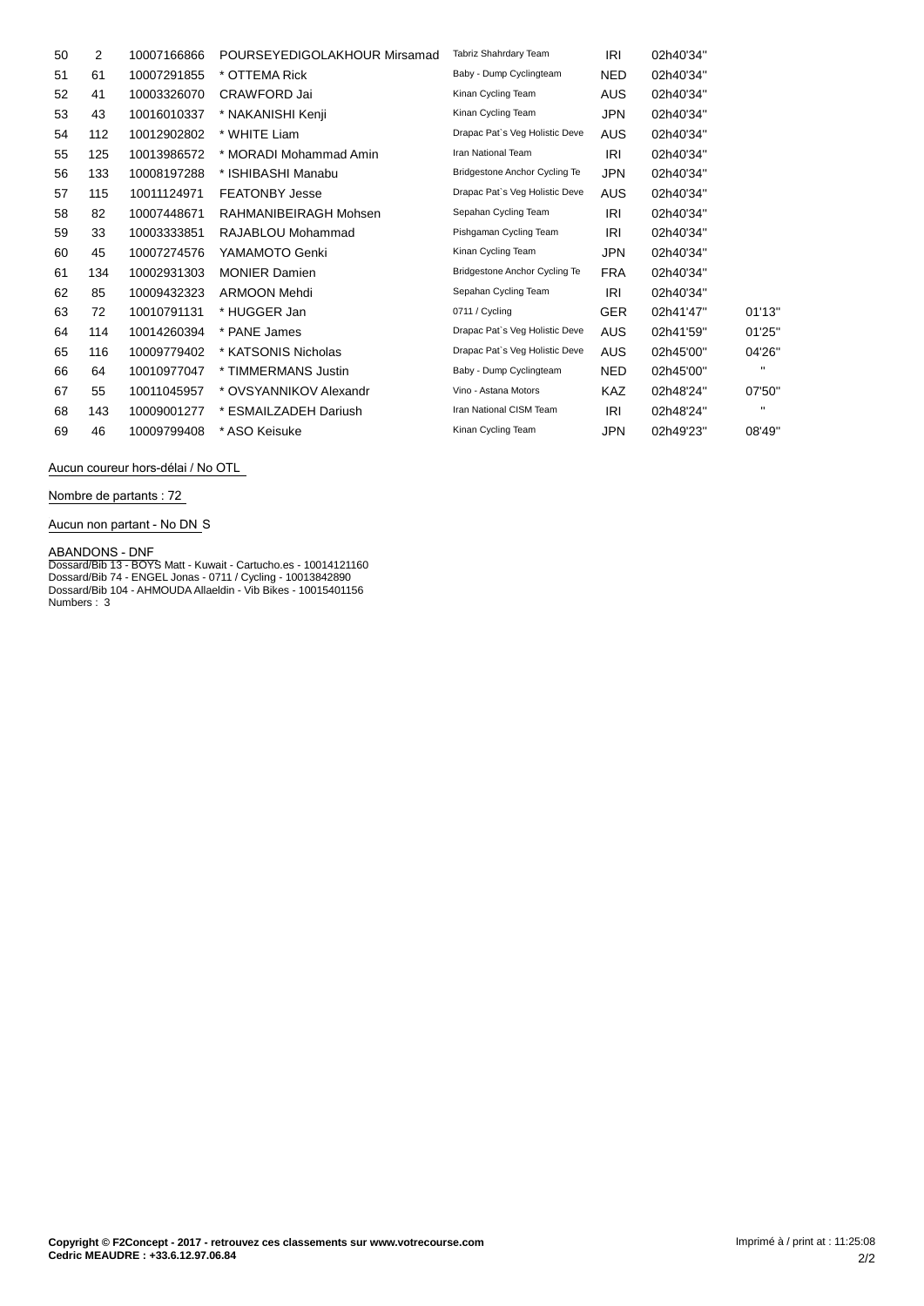| | | | | | | | |
|---|---|---|---|---|---|---|---|
| 50 | 2 | 10007166866 | POURSEYEDIGOLAKHOUR Mirsamad | Tabriz Shahrdary Team | IRI | 02h40'34'' | |
| 51 | 61 | 10007291855 | * OTTEMA Rick | Baby - Dump Cyclingteam | NED | 02h40'34'' | |
| 52 | 41 | 10003326070 | CRAWFORD Jai | Kinan Cycling Team | AUS | 02h40'34'' | |
| 53 | 43 | 10016010337 | * NAKANISHI Kenji | Kinan Cycling Team | JPN | 02h40'34'' | |
| 54 | 112 | 10012902802 | * WHITE Liam | Drapac Pat`s Veg Holistic Deve | AUS | 02h40'34'' | |
| 55 | 125 | 10013986572 | * MORADI Mohammad Amin | Iran National Team | IRI | 02h40'34'' | |
| 56 | 133 | 10008197288 | * ISHIBASHI Manabu | Bridgestone Anchor Cycling Te | JPN | 02h40'34'' | |
| 57 | 115 | 10011124971 | FEATONBY Jesse | Drapac Pat`s Veg Holistic Deve | AUS | 02h40'34'' | |
| 58 | 82 | 10007448671 | RAHMANIBEIRAGH Mohsen | Sepahan Cycling Team | IRI | 02h40'34'' | |
| 59 | 33 | 10003333851 | RAJABLOU Mohammad | Pishgaman Cycling Team | IRI | 02h40'34'' | |
| 60 | 45 | 10007274576 | YAMAMOTO Genki | Kinan Cycling Team | JPN | 02h40'34'' | |
| 61 | 134 | 10002931303 | MONIER Damien | Bridgestone Anchor Cycling Te | FRA | 02h40'34'' | |
| 62 | 85 | 10009432323 | ARMOON Mehdi | Sepahan Cycling Team | IRI | 02h40'34'' | |
| 63 | 72 | 10010791131 | * HUGGER Jan | 0711 / Cycling | GER | 02h41'47'' | 01'13'' |
| 64 | 114 | 10014260394 | * PANE James | Drapac Pat`s Veg Holistic Deve | AUS | 02h41'59'' | 01'25'' |
| 65 | 116 | 10009779402 | * KATSONIS Nicholas | Drapac Pat`s Veg Holistic Deve | AUS | 02h45'00'' | 04'26'' |
| 66 | 64 | 10010977047 | * TIMMERMANS Justin | Baby - Dump Cyclingteam | NED | 02h45'00'' | " |
| 67 | 55 | 10011045957 | * OVSYANNIKOV Alexandr | Vino - Astana Motors | KAZ | 02h48'24'' | 07'50'' |
| 68 | 143 | 10009001277 | * ESMAILZADEH Dariush | Iran National CISM Team | IRI | 02h48'24'' | " |
| 69 | 46 | 10009799408 | * ASO Keisuke | Kinan Cycling Team | JPN | 02h49'23'' | 08'49'' |

Aucun coureur hors-délai / No OTL

Nombre de partants : 72

Aucun non partant - No DNS

ABANDONS - DNF
Dossard/Bib 13 - BOYS Matt - Kuwait - Cartucho.es - 10014121160
Dossard/Bib 74 - ENGEL Jonas - 0711 / Cycling - 10013842890
Dossard/Bib 104 - AHMOUDA Allaeldin - Vib Bikes - 10015401156
Numbers : 3

**Copyright © F2Concept - 2017 - retrouvez ces classements sur www.votrecourse.com**
**Cedric MEAUDRE : +33.6.12.97.06.84**

Imprimé à / print at : 11:25:08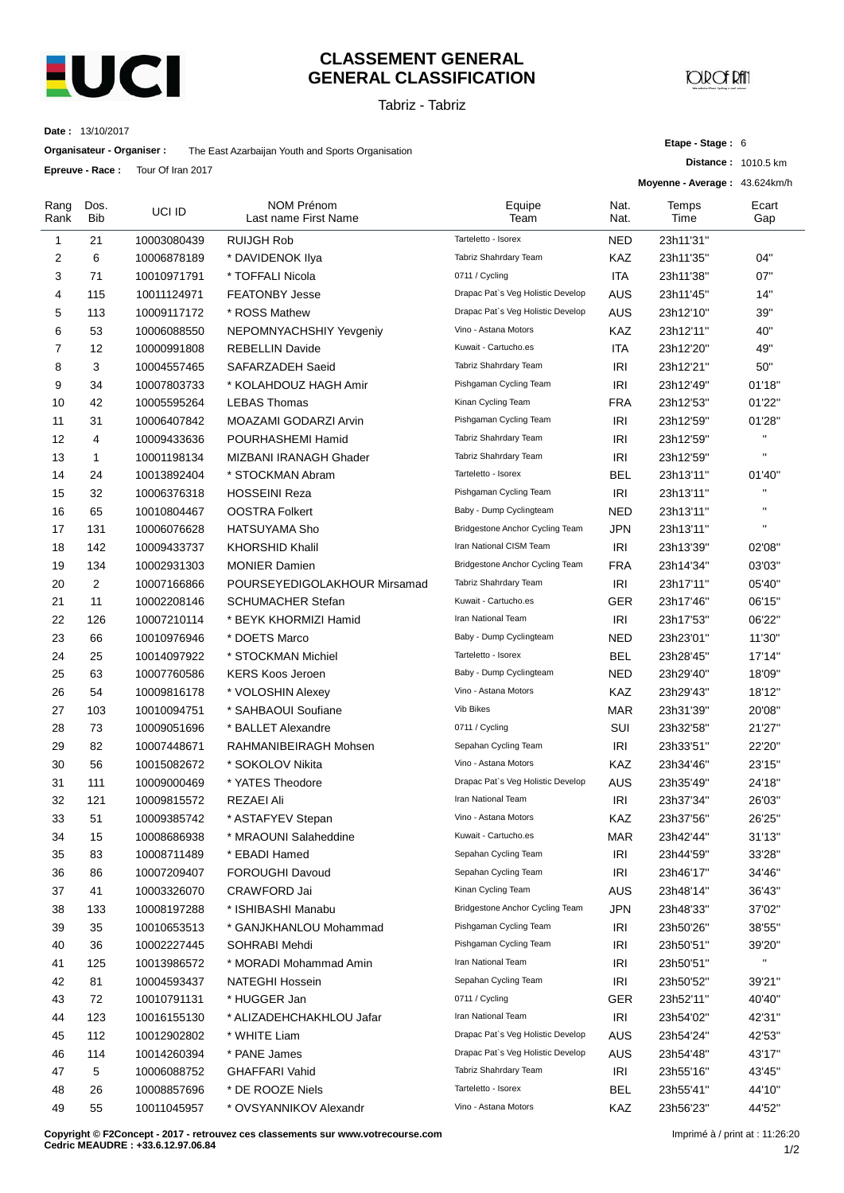# CLASSEMENT GENERAL
# GENERAL CLASSIFICATION

Tabriz - Tabriz

**Date :** 13/10/2017

**Organisateur - Organiser :** The East Azarbaijan Youth and Sports Organisation

**Epreuve - Race :** Tour Of Iran 2017

**Etape - Stage :** 6

**Distance :** 1010.5 km

**Moyenne - Average :** 43.624km/h

| Rang Rank | Dos. Bib | UCI ID | NOM Prénom Last name First Name | Equipe Team | Nat. Nat. | Temps Time | Ecart Gap |
|---|---|---|---|---|---|---|---|
| 1 | 21 | 10003080439 | RUIJGH Rob | Tarteletto - Isorex | NED | 23h11'31" | |
| 2 | 6 | 10006878189 | * DAVIDENOK Ilya | Tabriz Shahrdary Team | KAZ | 23h11'35" | 04" |
| 3 | 71 | 10010971791 | * TOFFALI Nicola | 0711 / Cycling | ITA | 23h11'38" | 07" |
| 4 | 115 | 10011124971 | FEATONBY Jesse | Drapac Pat`s Veg Holistic Develop | AUS | 23h11'45" | 14" |
| 5 | 113 | 10009117172 | * ROSS Mathew | Drapac Pat`s Veg Holistic Develop | AUS | 23h12'10" | 39" |
| 6 | 53 | 10006088550 | NEPOMNYACHSHIY Yevgeniy | Vino - Astana Motors | KAZ | 23h12'11" | 40" |
| 7 | 12 | 10000991808 | REBELLIN Davide | Kuwait - Cartucho.es | ITA | 23h12'20" | 49" |
| 8 | 3 | 10004557465 | SAFARZADEH Saeid | Tabriz Shahrdary Team | IRI | 23h12'21" | 50" |
| 9 | 34 | 10007803733 | * KOLAHDOUZ HAGH Amir | Pishgaman Cycling Team | IRI | 23h12'49" | 01'18" |
| 10 | 42 | 10005595264 | LEBAS Thomas | Kinan Cycling Team | FRA | 23h12'53" | 01'22" |
| 11 | 31 | 10006407842 | MOAZAMI GODARZI Arvin | Pishgaman Cycling Team | IRI | 23h12'59" | 01'28" |
| 12 | 4 | 10009433636 | POURHASHEMI Hamid | Tabriz Shahrdary Team | IRI | 23h12'59" | " |
| 13 | 1 | 10001198134 | MIZBANI IRANAGH Ghader | Tabriz Shahrdary Team | IRI | 23h12'59" | " |
| 14 | 24 | 10013892404 | * STOCKMAN Abram | Tarteletto - Isorex | BEL | 23h13'11" | 01'40" |
| 15 | 32 | 10006376318 | HOSSEINI Reza | Pishgaman Cycling Team | IRI | 23h13'11" | " |
| 16 | 65 | 10010804467 | OOSTRA Folkert | Baby - Dump Cyclingteam | NED | 23h13'11" | " |
| 17 | 131 | 10006076628 | HATSUYAMA Sho | Bridgestone Anchor Cycling Team | JPN | 23h13'11" | " |
| 18 | 142 | 10009433737 | KHORSHID Khalil | Iran National CISM Team | IRI | 23h13'39" | 02'08" |
| 19 | 134 | 10002931303 | MONIER Damien | Bridgestone Anchor Cycling Team | FRA | 23h14'34" | 03'03" |
| 20 | 2 | 10007166866 | POURSEYEDIGOLAKHOUR Mirsamad | Tabriz Shahrdary Team | IRI | 23h17'11" | 05'40" |
| 21 | 11 | 10002208146 | SCHUMACHER Stefan | Kuwait - Cartucho.es | GER | 23h17'46" | 06'15" |
| 22 | 126 | 10007210114 | * BEYK KHORMIZI Hamid | Iran National Team | IRI | 23h17'53" | 06'22" |
| 23 | 66 | 10010976946 | * DOETS Marco | Baby - Dump Cyclingteam | NED | 23h23'01" | 11'30" |
| 24 | 25 | 10014097922 | * STOCKMAN Michiel | Tarteletto - Isorex | BEL | 23h28'45" | 17'14" |
| 25 | 63 | 10007760586 | KERS Koos Jeroen | Baby - Dump Cyclingteam | NED | 23h29'40" | 18'09" |
| 26 | 54 | 10009816178 | * VOLOSHIN Alexey | Vino - Astana Motors | KAZ | 23h29'43" | 18'12" |
| 27 | 103 | 10010094751 | * SAHBAOUI Soufiane | Vib Bikes | MAR | 23h31'39" | 20'08" |
| 28 | 73 | 10009051696 | * BALLET Alexandre | 0711 / Cycling | SUI | 23h32'58" | 21'27" |
| 29 | 82 | 10007448671 | RAHMANIBEIRAGH Mohsen | Sepahan Cycling Team | IRI | 23h33'51" | 22'20" |
| 30 | 56 | 10015082672 | * SOKOLOV Nikita | Vino - Astana Motors | KAZ | 23h34'46" | 23'15" |
| 31 | 111 | 10009000469 | * YATES Theodore | Drapac Pat`s Veg Holistic Develop | AUS | 23h35'49" | 24'18" |
| 32 | 121 | 10009815572 | REZAEI Ali | Iran National Team | IRI | 23h37'34" | 26'03" |
| 33 | 51 | 10009385742 | * ASTAFYEV Stepan | Vino - Astana Motors | KAZ | 23h37'56" | 26'25" |
| 34 | 15 | 10008686938 | * MRAOUNI Salaheddine | Kuwait - Cartucho.es | MAR | 23h42'44" | 31'13" |
| 35 | 83 | 10008711489 | * EBADI Hamed | Sepahan Cycling Team | IRI | 23h44'59" | 33'28" |
| 36 | 86 | 10007209407 | FOROUGHI Davoud | Sepahan Cycling Team | IRI | 23h46'17" | 34'46" |
| 37 | 41 | 10003326070 | CRAWFORD Jai | Kinan Cycling Team | AUS | 23h48'14" | 36'43" |
| 38 | 133 | 10008197288 | * ISHIBASHI Manabu | Bridgestone Anchor Cycling Team | JPN | 23h48'33" | 37'02" |
| 39 | 35 | 10010653513 | * GANJKHANLOU Mohammad | Pishgaman Cycling Team | IRI | 23h50'26" | 38'55" |
| 40 | 36 | 10002227445 | SOHRABI Mehdi | Pishgaman Cycling Team | IRI | 23h50'51" | 39'20" |
| 41 | 125 | 10013986572 | * MORADI Mohammad Amin | Iran National Team | IRI | 23h50'51" | " |
| 42 | 81 | 10004593437 | NATEGHI Hossein | Sepahan Cycling Team | IRI | 23h50'52" | 39'21" |
| 43 | 72 | 10010791131 | * HUGGER Jan | 0711 / Cycling | GER | 23h52'11" | 40'40" |
| 44 | 123 | 10016155130 | * ALIZADEHCHAKHLOU Jafar | Iran National Team | IRI | 23h54'02" | 42'31" |
| 45 | 112 | 10012902802 | * WHITE Liam | Drapac Pat`s Veg Holistic Develop | AUS | 23h54'24" | 42'53" |
| 46 | 114 | 10014260394 | * PANE James | Drapac Pat`s Veg Holistic Develop | AUS | 23h54'48" | 43'17" |
| 47 | 5 | 10006088752 | GHAFFARI Vahid | Tabriz Shahrdary Team | IRI | 23h55'16" | 43'45" |
| 48 | 26 | 10008857696 | * DE ROOZE Niels | Tarteletto - Isorex | BEL | 23h55'41" | 44'10" |
| 49 | 55 | 10011045957 | * OVSYANNIKOV Alexandr | Vino - Astana Motors | KAZ | 23h56'23" | 44'52" |

**Copyright © F2Concept - 2017 - retrouvez ces classements sur www.votrecourse.com**
**Cedric MEAUDRE : +33.6.12.97.06.84**

Imprimé à / print at : 11:26:20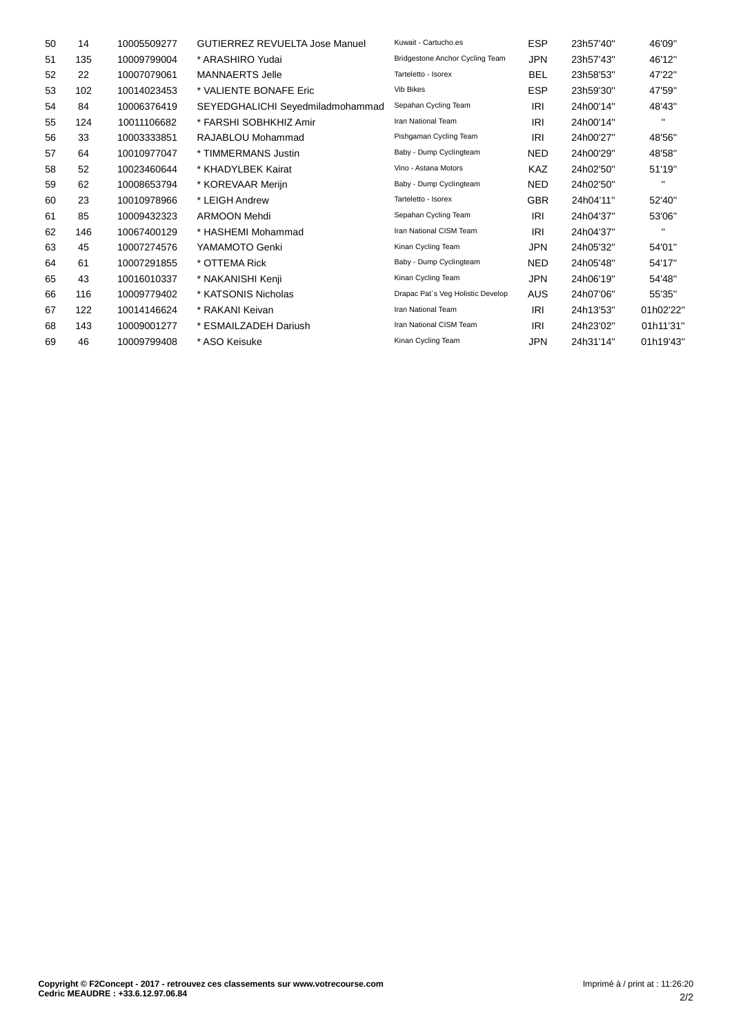| | | | | | | | |
|---|---|---|---|---|---|---|---|
| 50 | 14 | 10005509277 | GUTIERREZ REVUELTA Jose Manuel | Kuwait - Cartucho.es | ESP | 23h57'40'' | 46'09'' |
| 51 | 135 | 10009799004 | * ARASHIRO Yudai | Bridgestone Anchor Cycling Team | JPN | 23h57'43'' | 46'12'' |
| 52 | 22 | 10007079061 | MANNAERTS Jelle | Tarteletto - Isorex | BEL | 23h58'53'' | 47'22'' |
| 53 | 102 | 10014023453 | * VALIENTE BONAFE Eric | Vib Bikes | ESP | 23h59'30'' | 47'59'' |
| 54 | 84 | 10006376419 | SEYEDGHALICHI Seyedmiladmohammad | Sepahan Cycling Team | IRI | 24h00'14'' | 48'43'' |
| 55 | 124 | 10011106682 | * FARSHI SOBHKHIZ Amir | Iran National Team | IRI | 24h00'14'' | '' |
| 56 | 33 | 10003333851 | RAJABLOU Mohammad | Pishgaman Cycling Team | IRI | 24h00'27'' | 48'56'' |
| 57 | 64 | 10010977047 | * TIMMERMANS Justin | Baby - Dump Cyclingteam | NED | 24h00'29'' | 48'58'' |
| 58 | 52 | 10023460644 | * KHADYLBEK Kairat | Vino - Astana Motors | KAZ | 24h02'50'' | 51'19'' |
| 59 | 62 | 10008653794 | * KOREVAAR Merijn | Baby - Dump Cyclingteam | NED | 24h02'50'' | '' |
| 60 | 23 | 10010978966 | * LEIGH Andrew | Tarteletto - Isorex | GBR | 24h04'11'' | 52'40'' |
| 61 | 85 | 10009432323 | ARMOON Mehdi | Sepahan Cycling Team | IRI | 24h04'37'' | 53'06'' |
| 62 | 146 | 10067400129 | * HASHEMI Mohammad | Iran National CISM Team | IRI | 24h04'37'' | '' |
| 63 | 45 | 10007274576 | YAMAMOTO Genki | Kinan Cycling Team | JPN | 24h05'32'' | 54'01'' |
| 64 | 61 | 10007291855 | * OTTEMA Rick | Baby - Dump Cyclingteam | NED | 24h05'48'' | 54'17'' |
| 65 | 43 | 10016010337 | * NAKANISHI Kenji | Kinan Cycling Team | JPN | 24h06'19'' | 54'48'' |
| 66 | 116 | 10009779402 | * KATSONIS Nicholas | Drapac Pat`s Veg Holistic Develop | AUS | 24h07'06'' | 55'35'' |
| 67 | 122 | 10014146624 | * RAKANI Keivan | Iran National Team | IRI | 24h13'53'' | 01h02'22'' |
| 68 | 143 | 10009001277 | * ESMAILZADEH Dariush | Iran National CISM Team | IRI | 24h23'02'' | 01h11'31'' |
| 69 | 46 | 10009799408 | * ASO Keisuke | Kinan Cycling Team | JPN | 24h31'14'' | 01h19'43'' |

**Copyright © F2Concept - 2017 - retrouvez ces classements sur www.votrecourse.com**
**Cedric MEAUDRE : +33.6.12.97.06.84**

Imprimé à / print at : 11:26:20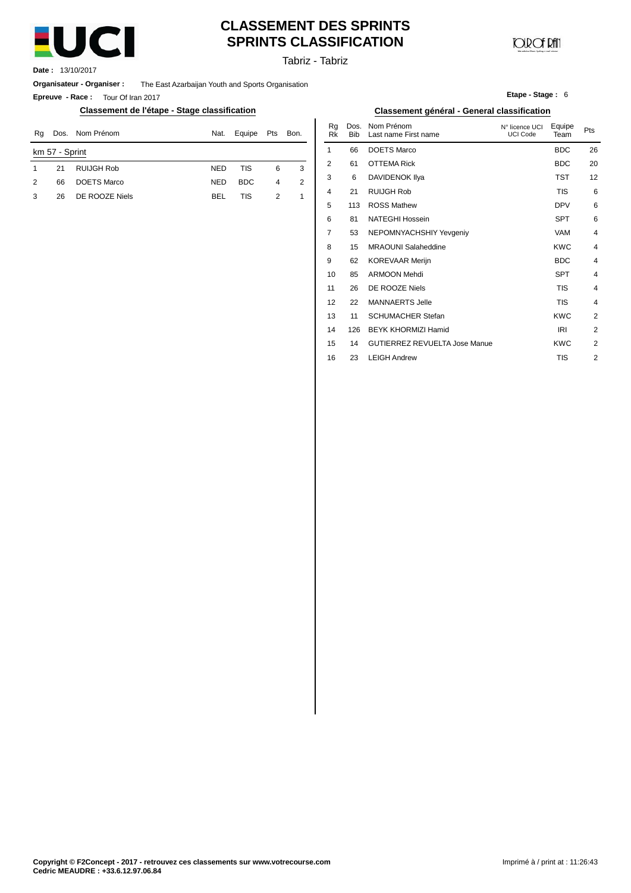# CLASSEMENT DES SPRINTS
# SPRINTS CLASSIFICATION

Tabriz - Tabriz

**Date :** 13/10/2017

**Organisateur - Organiser :** The East Azarbaijan Youth and Sports Organisation

**Epreuve - Race :** Tour Of Iran 2017

**Etape - Stage :** 6

### Classement de l'étape - Stage classification

| Rg | Dos. | Nom Prénom | Nat. | Equipe | Pts | Bon. |
|---|---|---|---|---|---|---|
| km 57 - Sprint | | | | | | |
| 1 | 21 | RUIJGH Rob | NED | TIS | 6 | 3 |
| 2 | 66 | DOETS Marco | NED | BDC | 4 | 2 |
| 3 | 26 | DE ROOZE Niels | BEL | TIS | 2 | 1 |

### Classement général - General classification

| Rg Rk | Dos. Bib | Nom Prénom Last name First name | N° licence UCI UCI Code | Equipe Team | Pts |
|---|---|---|---|---|---|
| 1 | 66 | DOETS Marco | | BDC | 26 |
| 2 | 61 | OTTEMA Rick | | BDC | 20 |
| 3 | 6 | DAVIDENOK Ilya | | TST | 12 |
| 4 | 21 | RUIJGH Rob | | TIS | 6 |
| 5 | 113 | ROSS Mathew | | DPV | 6 |
| 6 | 81 | NATEGHI Hossein | | SPT | 6 |
| 7 | 53 | NEPOMNYACHSHIY Yevgeniy | | VAM | 4 |
| 8 | 15 | MRAOUNI Salaheddine | | KWC | 4 |
| 9 | 62 | KOREVAAR Merijn | | BDC | 4 |
| 10 | 85 | ARMOON Mehdi | | SPT | 4 |
| 11 | 26 | DE ROOZE Niels | | TIS | 4 |
| 12 | 22 | MANNAERTS Jelle | | TIS | 4 |
| 13 | 11 | SCHUMACHER Stefan | | KWC | 2 |
| 14 | 126 | BEYK KHORMIZI Hamid | | IRI | 2 |
| 15 | 14 | GUTIERREZ REVUELTA Jose Manue | | KWC | 2 |
| 16 | 23 | LEIGH Andrew | | TIS | 2 |

**Copyright © F2Concept - 2017 - retrouvez ces classements sur www.votrecourse.com**
**Cedric MEAUDRE : +33.6.12.97.06.84**

Imprimé à / print at : 11:26:43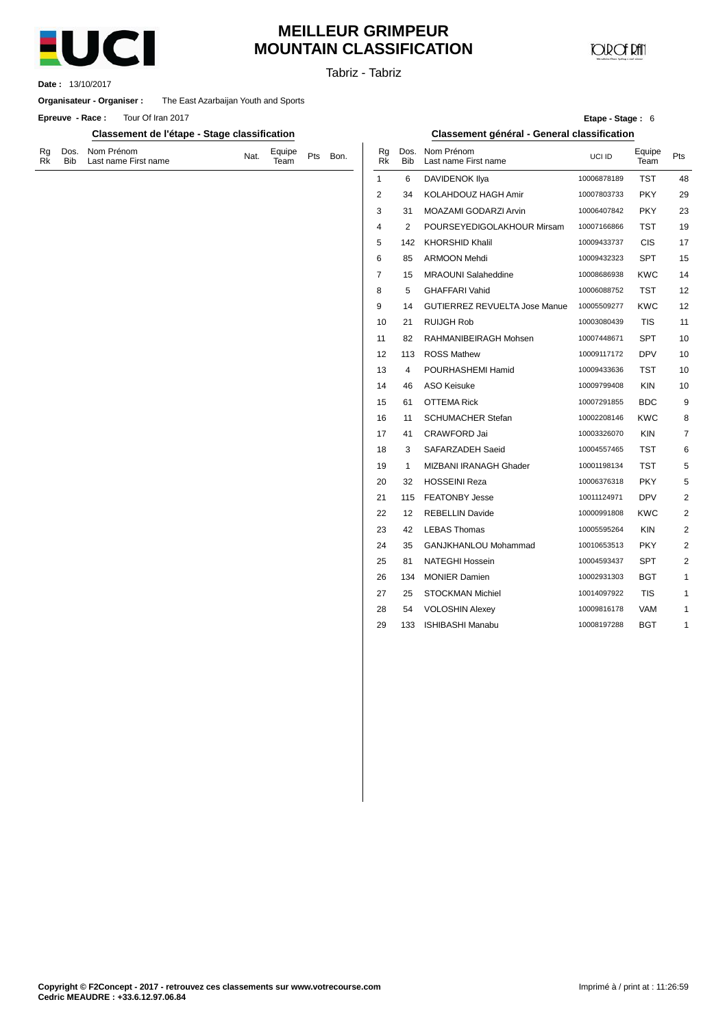# MEILLEUR GRIMPEUR
# MOUNTAIN CLASSIFICATION

Tabriz - Tabriz

**Date :** 13/10/2017

**Organisateur - Organiser :** The East Azarbaijan Youth and Sports

**Epreuve - Race :** Tour Of Iran 2017

**Etape - Stage :** 6

## Classement de l'étape - Stage classification

| Rg Rk | Dos. Bib | Nom Prénom Last name First name | Nat. | Equipe Team | Pts | Bon. |
|---|---|---|---|---|---|---|

## Classement général - General classification

| Rg Rk | Dos. Bib | Nom Prénom Last name First name | UCI ID | Equipe Team | Pts |
|---|---|---|---|---|---|
| 1 | 6 | DAVIDENOK Ilya | 10006878189 | TST | 48 |
| 2 | 34 | KOLAHDOUZ HAGH Amir | 10007803733 | PKY | 29 |
| 3 | 31 | MOAZAMI GODARZI Arvin | 10006407842 | PKY | 23 |
| 4 | 2 | POURSEYEDIGOLAKHOUR Mirsam | 10007166866 | TST | 19 |
| 5 | 142 | KHORSHID Khalil | 10009433737 | CIS | 17 |
| 6 | 85 | ARMOON Mehdi | 10009432323 | SPT | 15 |
| 7 | 15 | MRAOUNI Salaheddine | 10008686938 | KWC | 14 |
| 8 | 5 | GHAFFARI Vahid | 10006088752 | TST | 12 |
| 9 | 14 | GUTIERREZ REVUELTA Jose Manue | 10005509277 | KWC | 12 |
| 10 | 21 | RUIJGH Rob | 10003080439 | TIS | 11 |
| 11 | 82 | RAHMANIBEIRAGH Mohsen | 10007448671 | SPT | 10 |
| 12 | 113 | ROSS Mathew | 10009117172 | DPV | 10 |
| 13 | 4 | POURHASHEMI Hamid | 10009433636 | TST | 10 |
| 14 | 46 | ASO Keisuke | 10009799408 | KIN | 10 |
| 15 | 61 | OTTEMA Rick | 10007291855 | BDC | 9 |
| 16 | 11 | SCHUMACHER Stefan | 10002208146 | KWC | 8 |
| 17 | 41 | CRAWFORD Jai | 10003326070 | KIN | 7 |
| 18 | 3 | SAFARZADEH Saeid | 10004557465 | TST | 6 |
| 19 | 1 | MIZBANI IRANAGH Ghader | 10001198134 | TST | 5 |
| 20 | 32 | HOSSEINI Reza | 10006376318 | PKY | 5 |
| 21 | 115 | FEATONBY Jesse | 10011124971 | DPV | 2 |
| 22 | 12 | REBELLIN Davide | 10000991808 | KWC | 2 |
| 23 | 42 | LEBAS Thomas | 10005595264 | KIN | 2 |
| 24 | 35 | GANJKHANLOU Mohammad | 10010653513 | PKY | 2 |
| 25 | 81 | NATEGHI Hossein | 10004593437 | SPT | 2 |
| 26 | 134 | MONIER Damien | 10002931303 | BGT | 1 |
| 27 | 25 | STOCKMAN Michiel | 10014097922 | TIS | 1 |
| 28 | 54 | VOLOSHIN Alexey | 10009816178 | VAM | 1 |
| 29 | 133 | ISHIBASHI Manabu | 10008197288 | BGT | 1 |

**Copyright © F2Concept - 2017 - retrouvez ces classements sur www.votrecourse.com**
**Cedric MEAUDRE : +33.6.12.97.06.84**

Imprimé à / print at : 11:26:59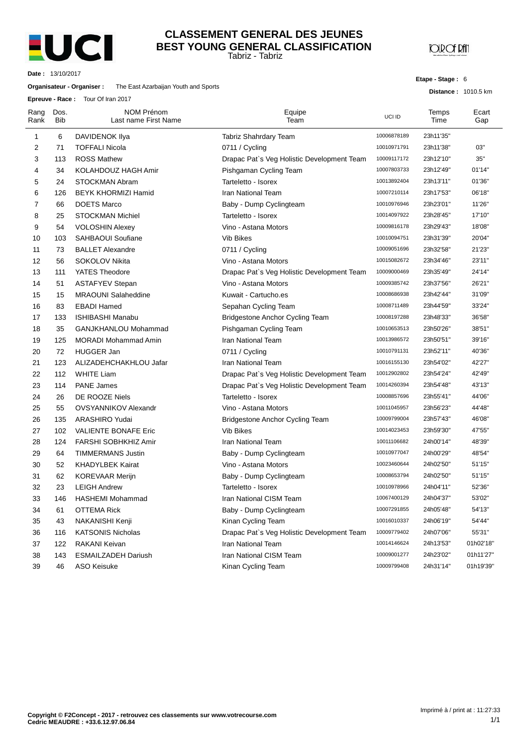# CLASSEMENT GENERAL DES JEUNES
## BEST YOUNG GENERAL CLASSIFICATION

Tabriz - Tabriz

**Date :** 13/10/2017

**Organisateur - Organiser :** The East Azarbaijan Youth and Sports

**Epreuve - Race :** Tour Of Iran 2017

**Etape - Stage :** 6

**Distance :** 1010.5 km

| Rang Rank | Dos. Bib | NOM Prénom Last name First Name | Equipe Team | UCI ID | Temps Time | Ecart Gap |
|---|---|---|---|---|---|---|
| 1 | 6 | DAVIDENOK Ilya | Tabriz Shahrdary Team | 10006878189 | 23h11'35'' | |
| 2 | 71 | TOFFALI Nicola | 0711 / Cycling | 10010971791 | 23h11'38'' | 03'' |
| 3 | 113 | ROSS Mathew | Drapac Pat`s Veg Holistic Development Team | 10009117172 | 23h12'10'' | 35'' |
| 4 | 34 | KOLAHDOUZ HAGH Amir | Pishgaman Cycling Team | 10007803733 | 23h12'49'' | 01'14'' |
| 5 | 24 | STOCKMAN Abram | Tarteletto - Isorex | 10013892404 | 23h13'11'' | 01'36'' |
| 6 | 126 | BEYK KHORMIZI Hamid | Iran National Team | 10007210114 | 23h17'53'' | 06'18'' |
| 7 | 66 | DOETS Marco | Baby - Dump Cyclingteam | 10010976946 | 23h23'01'' | 11'26'' |
| 8 | 25 | STOCKMAN Michiel | Tarteletto - Isorex | 10014097922 | 23h28'45'' | 17'10'' |
| 9 | 54 | VOLOSHIN Alexey | Vino - Astana Motors | 10009816178 | 23h29'43'' | 18'08'' |
| 10 | 103 | SAHBAOUI Soufiane | Vib Bikes | 10010094751 | 23h31'39'' | 20'04'' |
| 11 | 73 | BALLET Alexandre | 0711 / Cycling | 10009051696 | 23h32'58'' | 21'23'' |
| 12 | 56 | SOKOLOV Nikita | Vino - Astana Motors | 10015082672 | 23h34'46'' | 23'11'' |
| 13 | 111 | YATES Theodore | Drapac Pat`s Veg Holistic Development Team | 10009000469 | 23h35'49'' | 24'14'' |
| 14 | 51 | ASTAFYEV Stepan | Vino - Astana Motors | 10009385742 | 23h37'56'' | 26'21'' |
| 15 | 15 | MRAOUNI Salaheddine | Kuwait - Cartucho.es | 10008686938 | 23h42'44'' | 31'09'' |
| 16 | 83 | EBADI Hamed | Sepahan Cycling Team | 10008711489 | 23h44'59'' | 33'24'' |
| 17 | 133 | ISHIBASHI Manabu | Bridgestone Anchor Cycling Team | 10008197288 | 23h48'33'' | 36'58'' |
| 18 | 35 | GANJKHANLOU Mohammad | Pishgaman Cycling Team | 10010653513 | 23h50'26'' | 38'51'' |
| 19 | 125 | MORADI Mohammad Amin | Iran National Team | 10013986572 | 23h50'51'' | 39'16'' |
| 20 | 72 | HUGGER Jan | 0711 / Cycling | 10010791131 | 23h52'11'' | 40'36'' |
| 21 | 123 | ALIZADEHCHAKHLOU Jafar | Iran National Team | 10016155130 | 23h54'02'' | 42'27'' |
| 22 | 112 | WHITE Liam | Drapac Pat`s Veg Holistic Development Team | 10012902802 | 23h54'24'' | 42'49'' |
| 23 | 114 | PANE James | Drapac Pat`s Veg Holistic Development Team | 10014260394 | 23h54'48'' | 43'13'' |
| 24 | 26 | DE ROOZE Niels | Tarteletto - Isorex | 10008857696 | 23h55'41'' | 44'06'' |
| 25 | 55 | OVSYANNIKOV Alexandr | Vino - Astana Motors | 10011045957 | 23h56'23'' | 44'48'' |
| 26 | 135 | ARASHIRO Yudai | Bridgestone Anchor Cycling Team | 10009799004 | 23h57'43'' | 46'08'' |
| 27 | 102 | VALIENTE BONAFE Eric | Vib Bikes | 10014023453 | 23h59'30'' | 47'55'' |
| 28 | 124 | FARSHI SOBHKHIZ Amir | Iran National Team | 10011106682 | 24h00'14'' | 48'39'' |
| 29 | 64 | TIMMERMANS Justin | Baby - Dump Cyclingteam | 10010977047 | 24h00'29'' | 48'54'' |
| 30 | 52 | KHADYLBEK Kairat | Vino - Astana Motors | 10023460644 | 24h02'50'' | 51'15'' |
| 31 | 62 | KOREVAAR Merijn | Baby - Dump Cyclingteam | 10008653794 | 24h02'50'' | 51'15'' |
| 32 | 23 | LEIGH Andrew | Tarteletto - Isorex | 10010978966 | 24h04'11'' | 52'36'' |
| 33 | 146 | HASHEMI Mohammad | Iran National CISM Team | 10067400129 | 24h04'37'' | 53'02'' |
| 34 | 61 | OTTEMA Rick | Baby - Dump Cyclingteam | 10007291855 | 24h05'48'' | 54'13'' |
| 35 | 43 | NAKANISHI Kenji | Kinan Cycling Team | 10016010337 | 24h06'19'' | 54'44'' |
| 36 | 116 | KATSONIS Nicholas | Drapac Pat`s Veg Holistic Development Team | 10009779402 | 24h07'06'' | 55'31'' |
| 37 | 122 | RAKANI Keivan | Iran National Team | 10014146624 | 24h13'53'' | 01h02'18'' |
| 38 | 143 | ESMAILZADEH Dariush | Iran National CISM Team | 10009001277 | 24h23'02'' | 01h11'27'' |
| 39 | 46 | ASO Keisuke | Kinan Cycling Team | 10009799408 | 24h31'14'' | 01h19'39'' |

**Copyright © F2Concept - 2017 - retrouvez ces classements sur www.votrecourse.com**
**Cedric MEAUDRE : +33.6.12.97.06.84**

Imprimé à / print at : 11:27:33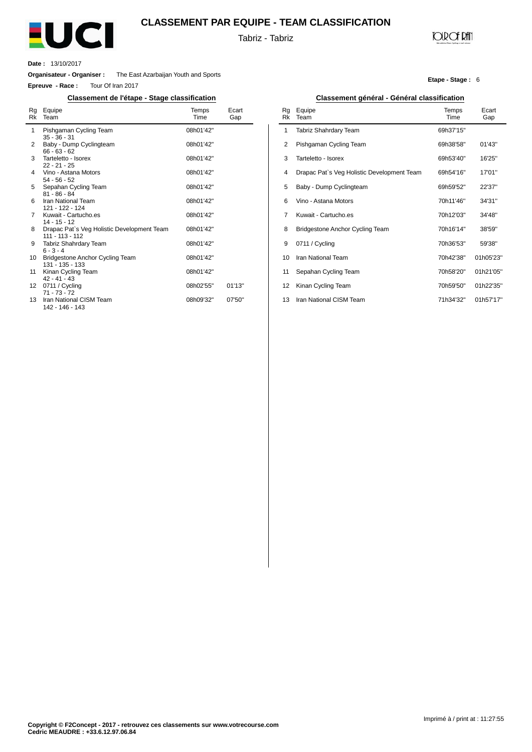# CLASSEMENT PAR EQUIPE - TEAM CLASSIFICATION

Tabriz - Tabriz

**Date :** 13/10/2017

**Organisateur - Organiser :** The East Azarbaijan Youth and Sports

**Epreuve - Race :** Tour Of Iran 2017

**Etape - Stage :** 6

## Classement de l'étape - Stage classification

| Rg Rk | Equipe Team | Temps Time | Ecart Gap |
|---|---|---|---|
| 1 | Pishgaman Cycling Team<br>35 - 36 - 31 | 08h01'42'' | |
| 2 | Baby - Dump Cyclingteam<br>66 - 63 - 62 | 08h01'42'' | |
| 3 | Tarteletto - Isorex<br>22 - 21 - 25 | 08h01'42'' | |
| 4 | Vino - Astana Motors<br>54 - 56 - 52 | 08h01'42'' | |
| 5 | Sepahan Cycling Team<br>81 - 86 - 84 | 08h01'42'' | |
| 6 | Iran National Team<br>121 - 122 - 124 | 08h01'42'' | |
| 7 | Kuwait - Cartucho.es<br>14 - 15 - 12 | 08h01'42'' | |
| 8 | Drapac Pat`s Veg Holistic Development Team<br>111 - 113 - 112 | 08h01'42'' | |
| 9 | Tabriz Shahrdary Team<br>6 - 3 - 4 | 08h01'42'' | |
| 10 | Bridgestone Anchor Cycling Team<br>131 - 135 - 133 | 08h01'42'' | |
| 11 | Kinan Cycling Team<br>42 - 41 - 43 | 08h01'42'' | |
| 12 | 0711 / Cycling<br>71 - 73 - 72 | 08h02'55'' | 01'13'' |
| 13 | Iran National CISM Team<br>142 - 146 - 143 | 08h09'32'' | 07'50'' |

## Classement général - Général classification

| Rg Rk | Equipe Team | Temps Time | Ecart Gap |
|---|---|---|---|
| 1 | Tabriz Shahrdary Team | 69h37'15'' | |
| 2 | Pishgaman Cycling Team | 69h38'58'' | 01'43'' |
| 3 | Tarteletto - Isorex | 69h53'40'' | 16'25'' |
| 4 | Drapac Pat`s Veg Holistic Development Team | 69h54'16'' | 17'01'' |
| 5 | Baby - Dump Cyclingteam | 69h59'52'' | 22'37'' |
| 6 | Vino - Astana Motors | 70h11'46'' | 34'31'' |
| 7 | Kuwait - Cartucho.es | 70h12'03'' | 34'48'' |
| 8 | Bridgestone Anchor Cycling Team | 70h16'14'' | 38'59'' |
| 9 | 0711 / Cycling | 70h36'53'' | 59'38'' |
| 10 | Iran National Team | 70h42'38'' | 01h05'23'' |
| 11 | Sepahan Cycling Team | 70h58'20'' | 01h21'05'' |
| 12 | Kinan Cycling Team | 70h59'50'' | 01h22'35'' |
| 13 | Iran National CISM Team | 71h34'32'' | 01h57'17'' |

Imprimé à / print at : 11:27:55

**Copyright © F2Concept - 2017 - retrouvez ces classements sur www.votrecourse.com**
**Cedric MEAUDRE : +33.6.12.97.06.84**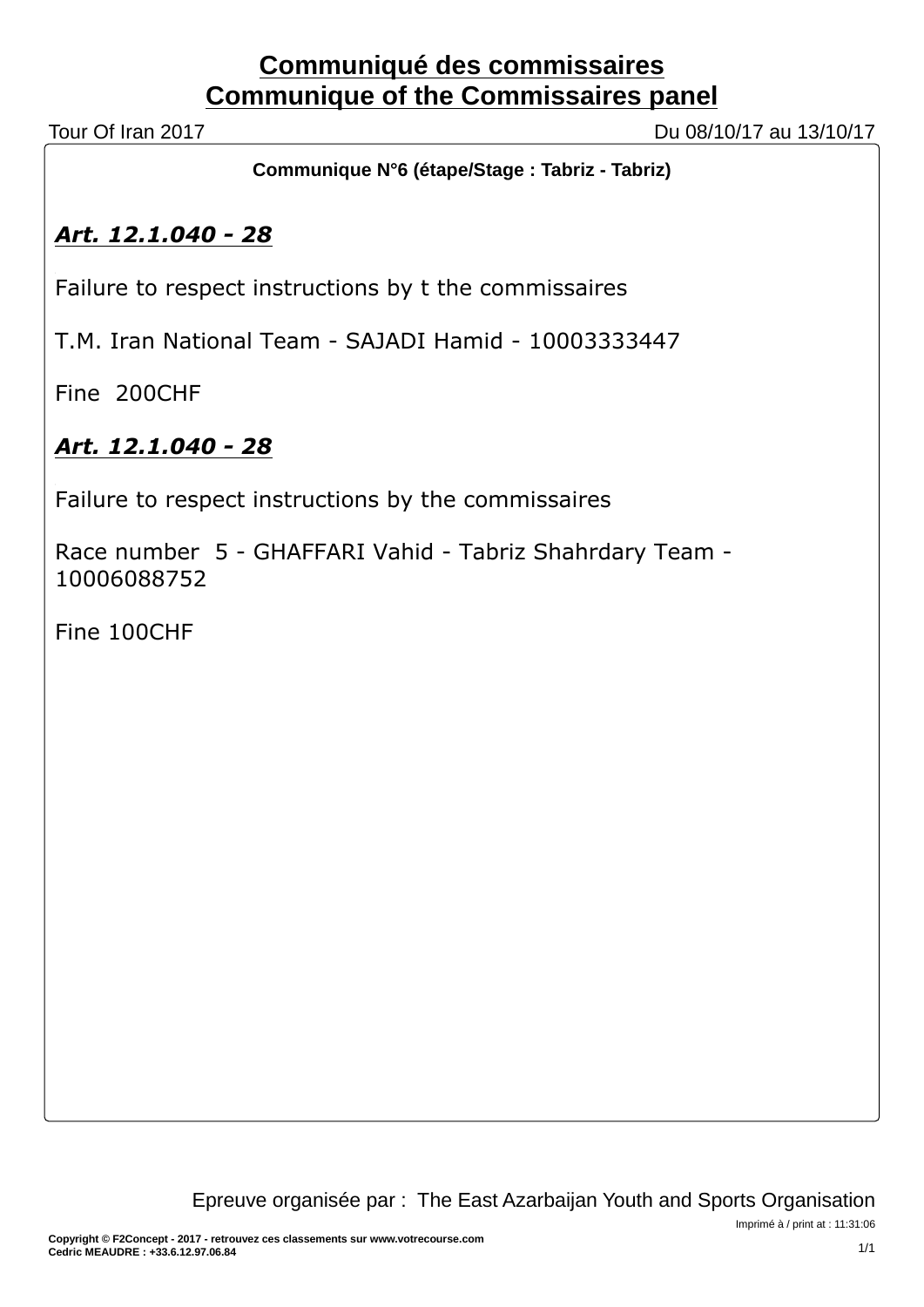# Communiqué des commissaires
# Communique of the Commissaires panel

Tour Of Iran 2017 — Du 08/10/17 au 13/10/17

**Communique N°6 (étape/Stage : Tabriz - Tabriz)**

***Art. 12.1.040 - 28***

Failure to respect instructions by t the commissaires

T.M. Iran National Team - SAJADI Hamid - 10003333447

Fine  200CHF

***Art. 12.1.040 - 28***

Failure to respect instructions by the commissaires

Race number  5 - GHAFFARI Vahid - Tabriz Shahrdary Team - 10006088752

Fine 100CHF

Epreuve organisée par :  The East Azarbaijan Youth and Sports Organisation

Imprimé à / print at : 11:31:06

**Copyright © F2Concept - 2017 - retrouvez ces classements sur www.votrecourse.com**
**Cedric MEAUDRE : +33.6.12.97.06.84**